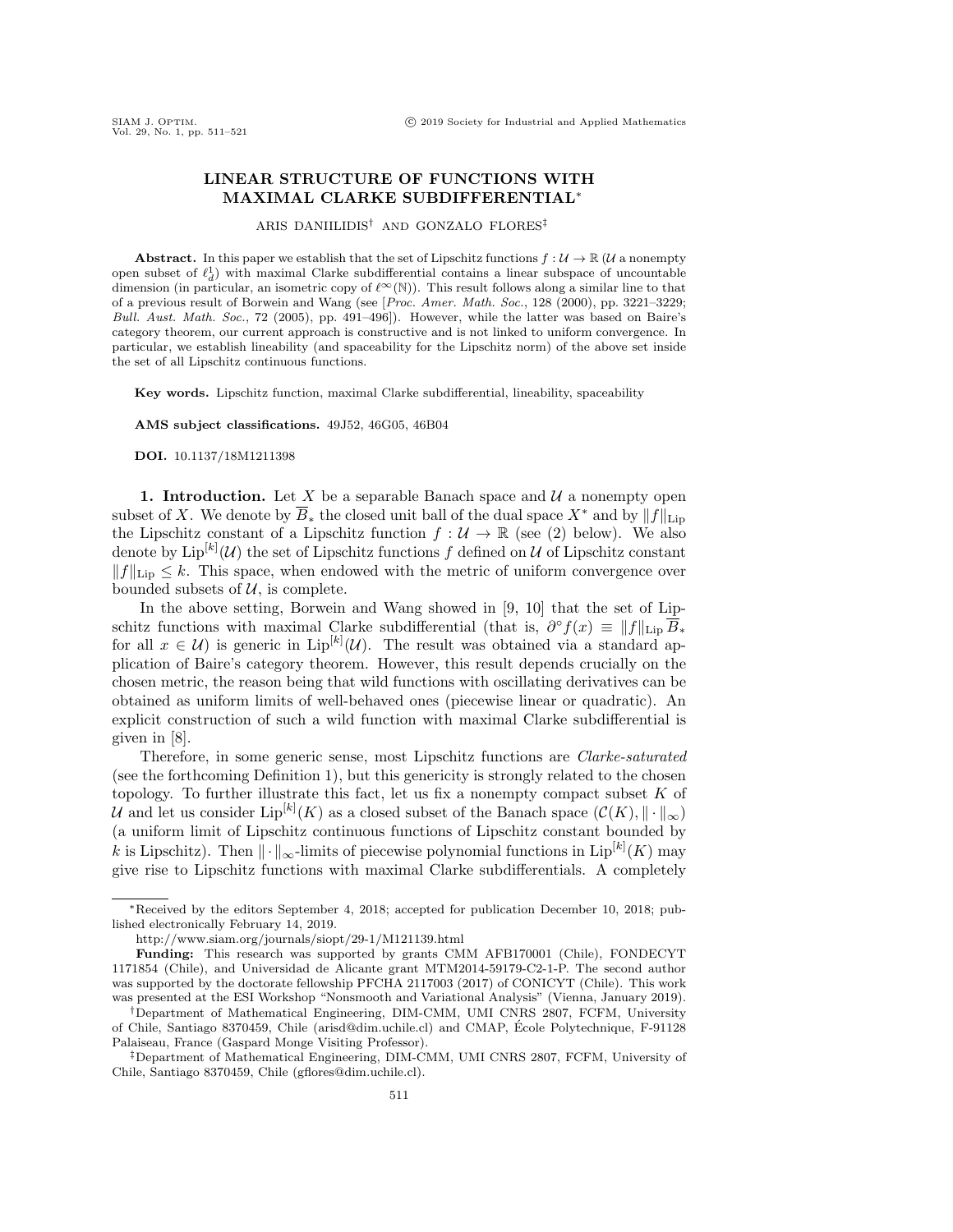# LINEAR STRUCTURE OF FUNCTIONS WITH MAXIMAL CLARKE SUBDIFFERENTIAL*

ARIS DANIILIDIS† AND GONZALO FLORES‡

**Abstract.** In this paper we establish that the set of Lipschitz functions $f : \mathcal{U} \to \mathbb{R}$ ($\mathcal{U}$ a nonempty open subset of $\ell_d^1$) with maximal Clarke subdifferential contains a linear subspace of uncountable dimension (in particular, an isometric copy of $\ell^\infty(\mathbb{N})$). This result follows along a similar line to that of a previous result of Borwein and Wang (see [*Proc. Amer. Math. Soc.*, 128 (2000), pp. 3221–3229; *Bull. Aust. Math. Soc.*, 72 (2005), pp. 491–496]). However, while the latter was based on Baire's category theorem, our current approach is constructive and is not linked to uniform convergence. In particular, we establish lineability (and spaceability for the Lipschitz norm) of the above set inside the set of all Lipschitz continuous functions.

**Key words.** Lipschitz function, maximal Clarke subdifferential, lineability, spaceability

**AMS subject classifications.** 49J52, 46G05, 46B04

**DOI.** 10.1137/18M1211398

## 1. Introduction.

Let $X$ be a separable Banach space and $\mathcal{U}$ a nonempty open subset of $X$. We denote by $\overline{B}_*$ the closed unit ball of the dual space $X^*$ and by $\|f\|_{\mathrm{Lip}}$ the Lipschitz constant of a Lipschitz function $f : \mathcal{U} \to \mathbb{R}$ (see (2) below). We also denote by $\mathrm{Lip}^{[k]}(\mathcal{U})$ the set of Lipschitz functions $f$ defined on $\mathcal{U}$ of Lipschitz constant $\|f\|_{\mathrm{Lip}} \leq k$. This space, when endowed with the metric of uniform convergence over bounded subsets of $\mathcal{U}$, is complete.

In the above setting, Borwein and Wang showed in [9, 10] that the set of Lipschitz functions with maximal Clarke subdifferential (that is, $\partial^\circ f(x) \equiv \|f\|_{\mathrm{Lip}} \overline{B}_*$ for all $x \in \mathcal{U}$) is generic in $\mathrm{Lip}^{[k]}(\mathcal{U})$. The result was obtained via a standard application of Baire's category theorem. However, this result depends crucially on the chosen metric, the reason being that wild functions with oscillating derivatives can be obtained as uniform limits of well-behaved ones (piecewise linear or quadratic). An explicit construction of such a wild function with maximal Clarke subdifferential is given in [8].

Therefore, in some generic sense, most Lipschitz functions are *Clarke-saturated* (see the forthcoming Definition 1), but this genericity is strongly related to the chosen topology. To further illustrate this fact, let us fix a nonempty compact subset $K$ of $\mathcal{U}$ and let us consider $\mathrm{Lip}^{[k]}(K)$ as a closed subset of the Banach space $(\mathcal{C}(K), \|\cdot\|_\infty)$ (a uniform limit of Lipschitz continuous functions of Lipschitz constant bounded by $k$ is Lipschitz). Then $\|\cdot\|_\infty$-limits of piecewise polynomial functions in $\mathrm{Lip}^{[k]}(K)$ may give rise to Lipschitz functions with maximal Clarke subdifferentials. A completely

---

*Received by the editors September 4, 2018; accepted for publication December 10, 2018; published electronically February 14, 2019.
http://www.siam.org/journals/siopt/29-1/M121139.html
**Funding:** This research was supported by grants CMM AFB170001 (Chile), FONDECYT 1171854 (Chile), and Universidad de Alicante grant MTM2014-59179-C2-1-P. The second author was supported by the doctorate fellowship PFCHA 2117003 (2017) of CONICYT (Chile). This work was presented at the ESI Workshop "Nonsmooth and Variational Analysis" (Vienna, January 2019).

†Department of Mathematical Engineering, DIM-CMM, UMI CNRS 2807, FCFM, University of Chile, Santiago 8370459, Chile (arisd@dim.uchile.cl) and CMAP, École Polytechnique, F-91128 Palaiseau, France (Gaspard Monge Visiting Professor).

‡Department of Mathematical Engineering, DIM-CMM, UMI CNRS 2807, FCFM, University of Chile, Santiago 8370459, Chile (gflores@dim.uchile.cl).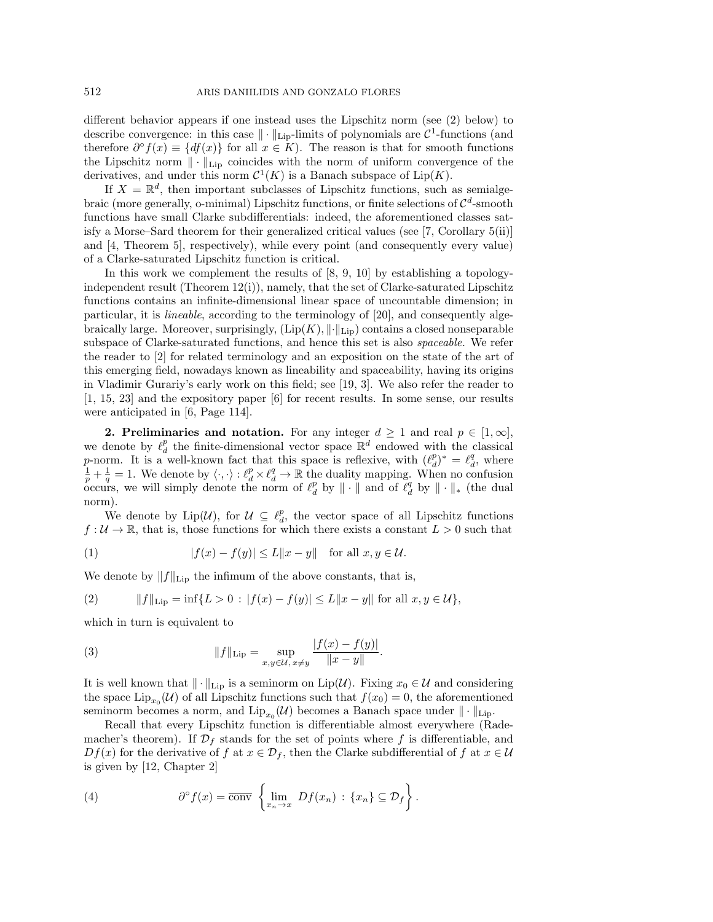different behavior appears if one instead uses the Lipschitz norm (see (2) below) to describe convergence: in this case $\|\cdot\|_{\mathrm{Lip}}$-limits of polynomials are $\mathcal{C}^1$-functions (and therefore $\partial^\circ f(x) \equiv \{df(x)\}$ for all $x \in K$). The reason is that for smooth functions the Lipschitz norm $\|\cdot\|_{\mathrm{Lip}}$ coincides with the norm of uniform convergence of the derivatives, and under this norm $\mathcal{C}^1(K)$ is a Banach subspace of $\mathrm{Lip}(K)$.

If $X = \mathbb{R}^d$, then important subclasses of Lipschitz functions, such as semialgebraic (more generally, o-minimal) Lipschitz functions, or finite selections of $\mathcal{C}^d$-smooth functions have small Clarke subdifferentials: indeed, the aforementioned classes satisfy a Morse–Sard theorem for their generalized critical values (see [7, Corollary 5(ii)] and [4, Theorem 5], respectively), while every point (and consequently every value) of a Clarke-saturated Lipschitz function is critical.

In this work we complement the results of [8, 9, 10] by establishing a topology-independent result (Theorem 12(i)), namely, that the set of Clarke-saturated Lipschitz functions contains an infinite-dimensional linear space of uncountable dimension; in particular, it is *lineable*, according to the terminology of [20], and consequently algebraically large. Moreover, surprisingly, $(\mathrm{Lip}(K), \|\cdot\|_{\mathrm{Lip}})$ contains a closed nonseparable subspace of Clarke-saturated functions, and hence this set is also *spaceable*. We refer the reader to [2] for related terminology and an exposition on the state of the art of this emerging field, nowadays known as lineability and spaceability, having its origins in Vladimir Gurariy's early work on this field; see [19, 3]. We also refer the reader to [1, 15, 23] and the expository paper [6] for recent results. In some sense, our results were anticipated in [6, Page 114].

**2. Preliminaries and notation.** For any integer $d \geq 1$ and real $p \in [1, \infty]$, we denote by $\ell_d^p$ the finite-dimensional vector space $\mathbb{R}^d$ endowed with the classical $p$-norm. It is a well-known fact that this space is reflexive, with $(\ell_d^p)^* = \ell_d^q$, where $\frac{1}{p} + \frac{1}{q} = 1$. We denote by $\langle \cdot, \cdot \rangle : \ell_d^p \times \ell_d^q \to \mathbb{R}$ the duality mapping. When no confusion occurs, we will simply denote the norm of $\ell_d^p$ by $\|\cdot\|$ and of $\ell_d^q$ by $\|\cdot\|_*$ (the dual norm).

We denote by $\mathrm{Lip}(\mathcal{U})$, for $\mathcal{U} \subseteq \ell_d^p$, the vector space of all Lipschitz functions $f : \mathcal{U} \to \mathbb{R}$, that is, those functions for which there exists a constant $L > 0$ such that

$$
|f(x) - f(y)| \leq L\|x - y\| \quad \text{for all } x, y \in \mathcal{U}. \tag{1}
$$

We denote by $\|f\|_{\mathrm{Lip}}$ the infimum of the above constants, that is,

$$
\|f\|_{\mathrm{Lip}} = \inf\{L > 0 \,:\, |f(x) - f(y)| \leq L\|x - y\| \text{ for all } x, y \in \mathcal{U}\}, \tag{2}
$$

which in turn is equivalent to

$$
\|f\|_{\mathrm{Lip}} = \sup_{x, y \in \mathcal{U},\, x \neq y} \frac{|f(x) - f(y)|}{\|x - y\|}. \tag{3}
$$

It is well known that $\|\cdot\|_{\mathrm{Lip}}$ is a seminorm on $\mathrm{Lip}(\mathcal{U})$. Fixing $x_0 \in \mathcal{U}$ and considering the space $\mathrm{Lip}_{x_0}(\mathcal{U})$ of all Lipschitz functions such that $f(x_0) = 0$, the aforementioned seminorm becomes a norm, and $\mathrm{Lip}_{x_0}(\mathcal{U})$ becomes a Banach space under $\|\cdot\|_{\mathrm{Lip}}$.

Recall that every Lipschitz function is differentiable almost everywhere (Rademacher's theorem). If $\mathcal{D}_f$ stands for the set of points where $f$ is differentiable, and $Df(x)$ for the derivative of $f$ at $x \in \mathcal{D}_f$, then the Clarke subdifferential of $f$ at $x \in \mathcal{U}$ is given by [12, Chapter 2]

$$
\partial^\circ f(x) = \overline{\mathrm{conv}} \left\{ \lim_{x_n \to x} Df(x_n) \,:\, \{x_n\} \subseteq \mathcal{D}_f \right\}. \tag{4}
$$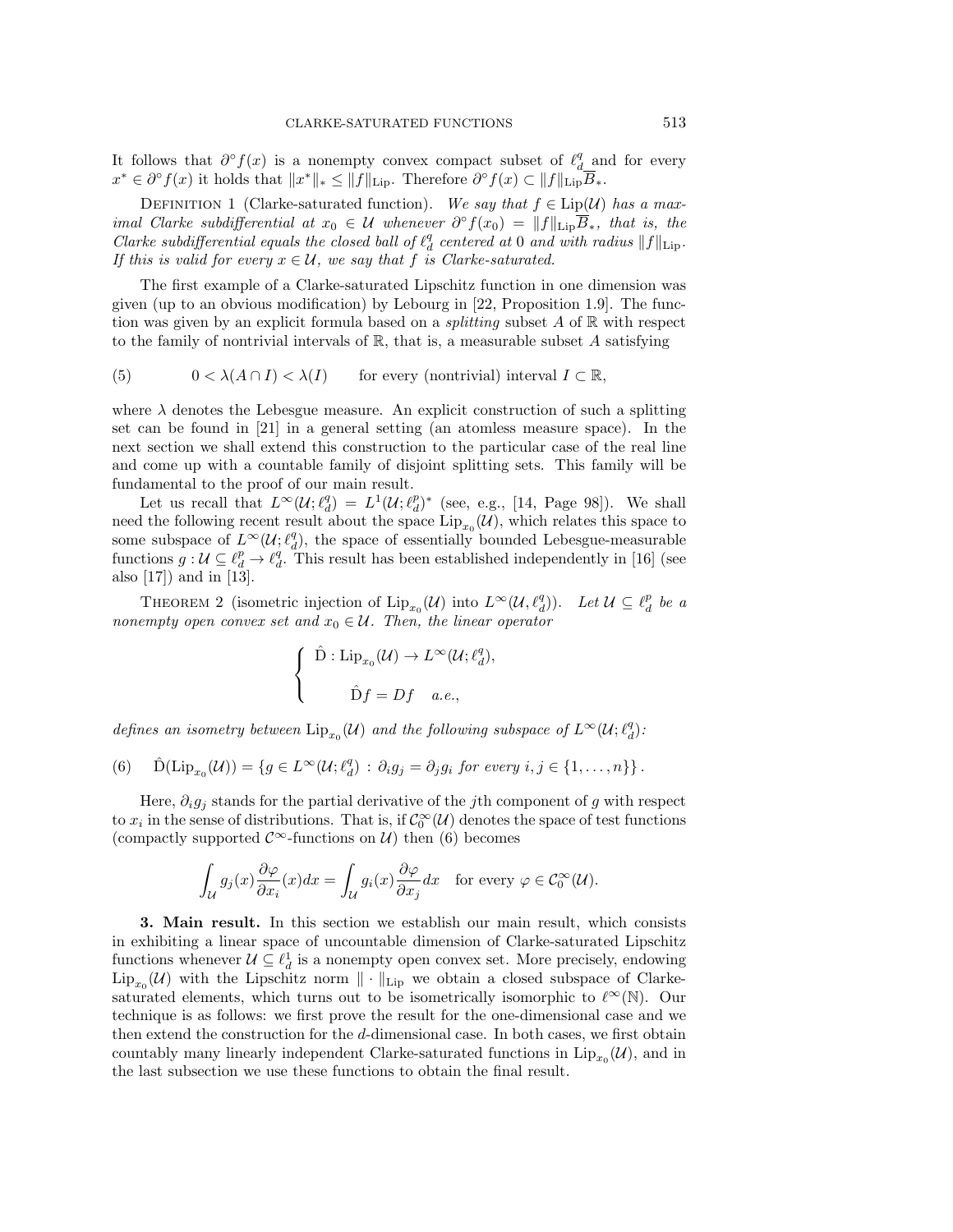It follows that $\partial^\circ f(x)$ is a nonempty convex compact subset of $\ell_d^q$ and for every $x^* \in \partial^\circ f(x)$ it holds that $\|x^*\|_* \leq \|f\|_{\mathrm{Lip}}$. Therefore $\partial^\circ f(x) \subset \|f\|_{\mathrm{Lip}} \overline{B}_*$.

Definition 1 (Clarke-saturated function). *We say that $f \in \mathrm{Lip}(\mathcal{U})$ has a maximal Clarke subdifferential at $x_0 \in \mathcal{U}$ whenever $\partial^\circ f(x_0) = \|f\|_{\mathrm{Lip}} \overline{B}_*$, that is, the Clarke subdifferential equals the closed ball of $\ell_d^q$ centered at 0 and with radius $\|f\|_{\mathrm{Lip}}$. If this is valid for every $x \in \mathcal{U}$, we say that $f$ is Clarke-saturated.*

The first example of a Clarke-saturated Lipschitz function in one dimension was given (up to an obvious modification) by Lebourg in [22, Proposition 1.9]. The function was given by an explicit formula based on a *splitting* subset $A$ of $\mathbb{R}$ with respect to the family of nontrivial intervals of $\mathbb{R}$, that is, a measurable subset $A$ satisfying

$$0 < \lambda(A \cap I) < \lambda(I) \qquad \text{for every (nontrivial) interval } I \subset \mathbb{R}, \tag{5}$$

where $\lambda$ denotes the Lebesgue measure. An explicit construction of such a splitting set can be found in [21] in a general setting (an atomless measure space). In the next section we shall extend this construction to the particular case of the real line and come up with a countable family of disjoint splitting sets. This family will be fundamental to the proof of our main result.

Let us recall that $L^\infty(\mathcal{U}; \ell_d^q) = L^1(\mathcal{U}; \ell_d^p)^*$ (see, e.g., [14, Page 98]). We shall need the following recent result about the space $\mathrm{Lip}_{x_0}(\mathcal{U})$, which relates this space to some subspace of $L^\infty(\mathcal{U}; \ell_d^q)$, the space of essentially bounded Lebesgue-measurable functions $g : \mathcal{U} \subseteq \ell_d^p \to \ell_d^q$. This result has been established independently in [16] (see also [17]) and in [13].

Theorem 2 (isometric injection of $\mathrm{Lip}_{x_0}(\mathcal{U})$ into $L^\infty(\mathcal{U}, \ell_d^q)$). *Let $\mathcal{U} \subseteq \ell_d^p$ be a nonempty open convex set and $x_0 \in \mathcal{U}$. Then, the linear operator*

$$\begin{cases} \hat{\mathrm{D}} : \mathrm{Lip}_{x_0}(\mathcal{U}) \to L^\infty(\mathcal{U}; \ell_d^q), \\[2ex] \qquad \hat{\mathrm{D}} f = Df \quad a.e., \end{cases}$$

*defines an isometry between $\mathrm{Lip}_{x_0}(\mathcal{U})$ and the following subspace of $L^\infty(\mathcal{U}; \ell_d^q)$:*

$$\hat{\mathrm{D}}(\mathrm{Lip}_{x_0}(\mathcal{U})) = \{ g \in L^\infty(\mathcal{U}; \ell_d^q) \,:\, \partial_i g_j = \partial_j g_i \text{ for every } i, j \in \{1, \ldots, n\} \}. \tag{6}$$

Here, $\partial_i g_j$ stands for the partial derivative of the $j$th component of $g$ with respect to $x_i$ in the sense of distributions. That is, if $\mathcal{C}_0^\infty(\mathcal{U})$ denotes the space of test functions (compactly supported $\mathcal{C}^\infty$-functions on $\mathcal{U}$) then (6) becomes

$$\int_{\mathcal{U}} g_j(x) \frac{\partial \varphi}{\partial x_i}(x) dx = \int_{\mathcal{U}} g_i(x) \frac{\partial \varphi}{\partial x_j} dx \quad \text{for every } \varphi \in \mathcal{C}_0^\infty(\mathcal{U}).$$

**3. Main result.** In this section we establish our main result, which consists in exhibiting a linear space of uncountable dimension of Clarke-saturated Lipschitz functions whenever $\mathcal{U} \subseteq \ell_d^1$ is a nonempty open convex set. More precisely, endowing $\mathrm{Lip}_{x_0}(\mathcal{U})$ with the Lipschitz norm $\|\cdot\|_{\mathrm{Lip}}$ we obtain a closed subspace of Clarke-saturated elements, which turns out to be isometrically isomorphic to $\ell^\infty(\mathbb{N})$. Our technique is as follows: we first prove the result for the one-dimensional case and we then extend the construction for the $d$-dimensional case. In both cases, we first obtain countably many linearly independent Clarke-saturated functions in $\mathrm{Lip}_{x_0}(\mathcal{U})$, and in the last subsection we use these functions to obtain the final result.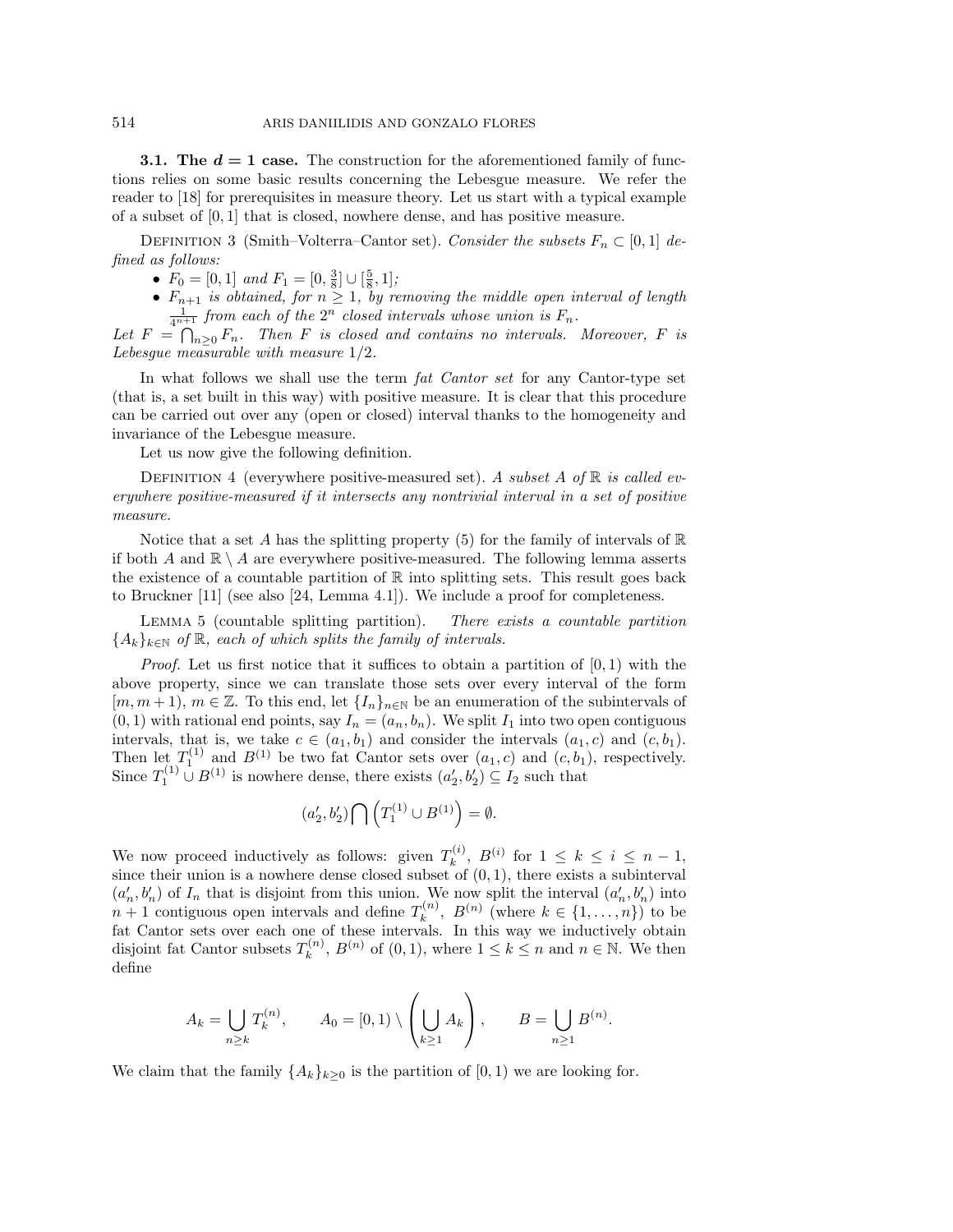**3.1. The $d = 1$ case.** The construction for the aforementioned family of functions relies on some basic results concerning the Lebesgue measure. We refer the reader to [18] for prerequisites in measure theory. Let us start with a typical example of a subset of $[0, 1]$ that is closed, nowhere dense, and has positive measure.

DEFINITION 3 (Smith–Volterra–Cantor set). *Consider the subsets $F_n \subset [0, 1]$ defined as follows:*

- *$F_0 = [0, 1]$ and $F_1 = [0, \frac{3}{8}] \cup [\frac{5}{8}, 1]$;*
- *$F_{n+1}$ is obtained, for $n \geq 1$, by removing the middle open interval of length $\frac{1}{4^{n+1}}$ from each of the $2^n$ closed intervals whose union is $F_n$.*

*Let $F = \bigcap_{n \geq 0} F_n$. Then $F$ is closed and contains no intervals. Moreover, $F$ is Lebesgue measurable with measure $1/2$.*

In what follows we shall use the term *fat Cantor set* for any Cantor-type set (that is, a set built in this way) with positive measure. It is clear that this procedure can be carried out over any (open or closed) interval thanks to the homogeneity and invariance of the Lebesgue measure.

Let us now give the following definition.

DEFINITION 4 (everywhere positive-measured set). *A subset $A$ of $\mathbb{R}$ is called everywhere positive-measured if it intersects any nontrivial interval in a set of positive measure.*

Notice that a set $A$ has the splitting property (5) for the family of intervals of $\mathbb{R}$ if both $A$ and $\mathbb{R} \setminus A$ are everywhere positive-measured. The following lemma asserts the existence of a countable partition of $\mathbb{R}$ into splitting sets. This result goes back to Bruckner [11] (see also [24, Lemma 4.1]). We include a proof for completeness.

LEMMA 5 (countable splitting partition). *There exists a countable partition $\{A_k\}_{k \in \mathbb{N}}$ of $\mathbb{R}$, each of which splits the family of intervals.*

*Proof.* Let us first notice that it suffices to obtain a partition of $[0, 1)$ with the above property, since we can translate those sets over every interval of the form $[m, m + 1)$, $m \in \mathbb{Z}$. To this end, let $\{I_n\}_{n \in \mathbb{N}}$ be an enumeration of the subintervals of $(0, 1)$ with rational end points, say $I_n = (a_n, b_n)$. We split $I_1$ into two open contiguous intervals, that is, we take $c \in (a_1, b_1)$ and consider the intervals $(a_1, c)$ and $(c, b_1)$. Then let $T_1^{(1)}$ and $B^{(1)}$ be two fat Cantor sets over $(a_1, c)$ and $(c, b_1)$, respectively. Since $T_1^{(1)} \cup B^{(1)}$ is nowhere dense, there exists $(a_2', b_2') \subseteq I_2$ such that

$$(a_2', b_2') \bigcap \left(T_1^{(1)} \cup B^{(1)}\right) = \emptyset.$$

We now proceed inductively as follows: given $T_k^{(i)}$, $B^{(i)}$ for $1 \leq k \leq i \leq n - 1$, since their union is a nowhere dense closed subset of $(0, 1)$, there exists a subinterval $(a_n', b_n')$ of $I_n$ that is disjoint from this union. We now split the interval $(a_n', b_n')$ into $n + 1$ contiguous open intervals and define $T_k^{(n)}$, $B^{(n)}$ (where $k \in \{1, \ldots, n\}$) to be fat Cantor sets over each one of these intervals. In this way we inductively obtain disjoint fat Cantor subsets $T_k^{(n)}$, $B^{(n)}$ of $(0, 1)$, where $1 \leq k \leq n$ and $n \in \mathbb{N}$. We then define

$$A_k = \bigcup_{n \geq k} T_k^{(n)}, \qquad A_0 = [0, 1) \setminus \left( \bigcup_{k \geq 1} A_k \right), \qquad B = \bigcup_{n \geq 1} B^{(n)}.$$

We claim that the family $\{A_k\}_{k \geq 0}$ is the partition of $[0, 1)$ we are looking for.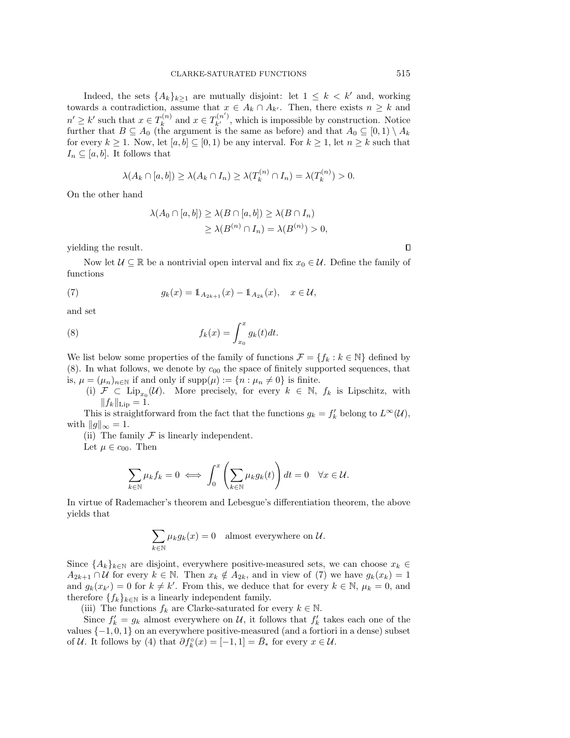Indeed, the sets $\{A_k\}_{k\geq 1}$ are mutually disjoint: let $1 \leq k < k'$ and, working towards a contradiction, assume that $x \in A_k \cap A_{k'}$. Then, there exists $n \geq k$ and $n' \geq k'$ such that $x \in T_k^{(n)}$ and $x \in T_{k'}^{(n')}$, which is impossible by construction. Notice further that $B \subseteq A_0$ (the argument is the same as before) and that $A_0 \subseteq [0,1) \setminus A_k$ for every $k \geq 1$. Now, let $[a,b] \subseteq [0,1)$ be any interval. For $k \geq 1$, let $n \geq k$ such that $I_n \subseteq [a,b]$. It follows that

$$\lambda(A_k \cap [a,b]) \geq \lambda(A_k \cap I_n) \geq \lambda(T_k^{(n)} \cap I_n) = \lambda(T_k^{(n)}) > 0.$$

On the other hand

$$\begin{aligned}\lambda(A_0 \cap [a,b]) &\geq \lambda(B \cap [a,b]) \geq \lambda(B \cap I_n) \\ &\geq \lambda(B^{(n)} \cap I_n) = \lambda(B^{(n)}) > 0,\end{aligned}$$

yielding the result. $\square$

Now let $\mathcal{U} \subseteq \mathbb{R}$ be a nontrivial open interval and fix $x_0 \in \mathcal{U}$. Define the family of functions

$$g_k(x) = \mathbb{1}_{A_{2k+1}}(x) - \mathbb{1}_{A_{2k}}(x), \quad x \in \mathcal{U}, \tag{7}$$

and set

$$f_k(x) = \int_{x_0}^{x} g_k(t)dt. \tag{8}$$

We list below some properties of the family of functions $\mathcal{F} = \{f_k : k \in \mathbb{N}\}$ defined by (8). In what follows, we denote by $c_{00}$ the space of finitely supported sequences, that is, $\mu = (\mu_n)_{n\in\mathbb{N}}$ if and only if $\mathrm{supp}(\mu) := \{n : \mu_n \neq 0\}$ is finite.

(i) $\mathcal{F} \subset \mathrm{Lip}_{x_0}(\mathcal{U})$. More precisely, for every $k \in \mathbb{N}$, $f_k$ is Lipschitz, with $\|f_k\|_{\mathrm{Lip}} = 1$.

This is straightforward from the fact that the functions $g_k = f_k'$ belong to $L^\infty(\mathcal{U})$, with $\|g\|_\infty = 1$.

(ii) The family $\mathcal{F}$ is linearly independent.

Let $\mu \in c_{00}$. Then

$$\sum_{k\in\mathbb{N}} \mu_k f_k = 0 \iff \int_0^x \left( \sum_{k\in\mathbb{N}} \mu_k g_k(t) \right) dt = 0 \quad \forall x \in \mathcal{U}.$$

In virtue of Rademacher's theorem and Lebesgue's differentiation theorem, the above yields that

$$\sum_{k\in\mathbb{N}} \mu_k g_k(x) = 0 \quad \text{almost everywhere on } \mathcal{U}.$$

Since $\{A_k\}_{k\in\mathbb{N}}$ are disjoint, everywhere positive-measured sets, we can choose $x_k \in A_{2k+1} \cap \mathcal{U}$ for every $k \in \mathbb{N}$. Then $x_k \notin A_{2k}$, and in view of (7) we have $g_k(x_k) = 1$ and $g_k(x_{k'}) = 0$ for $k \neq k'$. From this, we deduce that for every $k \in \mathbb{N}$, $\mu_k = 0$, and therefore $\{f_k\}_{k\in\mathbb{N}}$ is a linearly independent family.

(iii) The functions $f_k$ are Clarke-saturated for every $k \in \mathbb{N}$.

Since $f_k' = g_k$ almost everywhere on $\mathcal{U}$, it follows that $f_k'$ takes each one of the values $\{-1, 0, 1\}$ on an everywhere positive-measured (and a fortiori in a dense) subset of $\mathcal{U}$. It follows by (4) that $\partial f_k^\circ(x) = [-1,1] = \bar{B}_*$ for every $x \in \mathcal{U}$.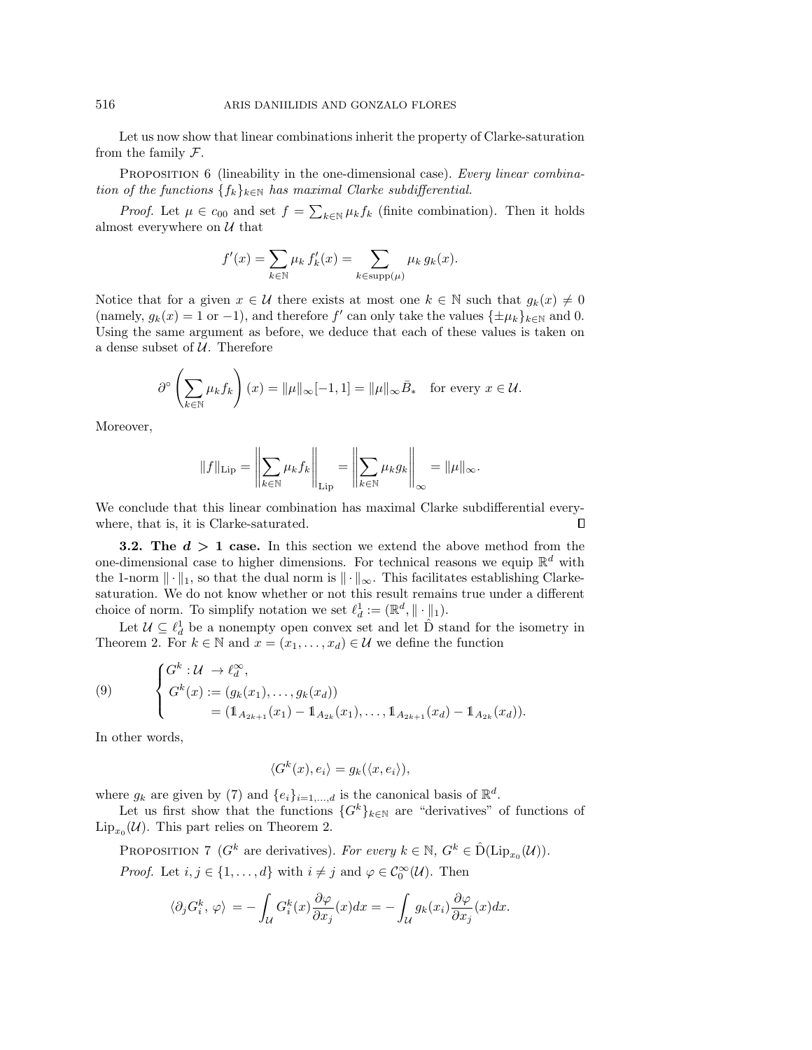Let us now show that linear combinations inherit the property of Clarke-saturation from the family $\mathcal{F}$.

Proposition 6 (lineability in the one-dimensional case). *Every linear combination of the functions $\{f_k\}_{k\in\mathbb{N}}$ has maximal Clarke subdifferential.*

*Proof.* Let $\mu \in c_{00}$ and set $f = \sum_{k\in\mathbb{N}} \mu_k f_k$ (finite combination). Then it holds almost everywhere on $\mathcal{U}$ that

$$f'(x) = \sum_{k\in\mathbb{N}} \mu_k \, f_k'(x) = \sum_{k\in\operatorname{supp}(\mu)} \mu_k \, g_k(x).$$

Notice that for a given $x \in \mathcal{U}$ there exists at most one $k \in \mathbb{N}$ such that $g_k(x) \neq 0$ (namely, $g_k(x) = 1$ or $-1$), and therefore $f'$ can only take the values $\{\pm\mu_k\}_{k\in\mathbb{N}}$ and 0. Using the same argument as before, we deduce that each of these values is taken on a dense subset of $\mathcal{U}$. Therefore

$$\partial^\circ \left( \sum_{k\in\mathbb{N}} \mu_k f_k \right)(x) = \|\mu\|_\infty[-1,1] = \|\mu\|_\infty \bar{B}_* \quad \text{for every } x \in \mathcal{U}.$$

Moreover,

$$\|f\|_{\mathrm{Lip}} = \left\| \sum_{k\in\mathbb{N}} \mu_k f_k \right\|_{\mathrm{Lip}} = \left\| \sum_{k\in\mathbb{N}} \mu_k g_k \right\|_\infty = \|\mu\|_\infty.$$

We conclude that this linear combination has maximal Clarke subdifferential everywhere, that is, it is Clarke-saturated. $\square$

**3.2. The $d > 1$ case.** In this section we extend the above method from the one-dimensional case to higher dimensions. For technical reasons we equip $\mathbb{R}^d$ with the 1-norm $\|\cdot\|_1$, so that the dual norm is $\|\cdot\|_\infty$. This facilitates establishing Clarke-saturation. We do not know whether or not this result remains true under a different choice of norm. To simplify notation we set $\ell_d^1 := (\mathbb{R}^d, \|\cdot\|_1)$.

Let $\mathcal{U} \subseteq \ell_d^1$ be a nonempty open convex set and let $\hat{\mathrm{D}}$ stand for the isometry in Theorem 2. For $k \in \mathbb{N}$ and $x = (x_1, \ldots, x_d) \in \mathcal{U}$ we define the function

$$\tag{9} \begin{cases} G^k : \mathcal{U} \to \ell_d^\infty, \\ G^k(x) := (g_k(x_1), \ldots, g_k(x_d)) \\ \qquad\quad = (\mathbb{1}_{A_{2k+1}}(x_1) - \mathbb{1}_{A_{2k}}(x_1), \ldots, \mathbb{1}_{A_{2k+1}}(x_d) - \mathbb{1}_{A_{2k}}(x_d)). \end{cases}$$

In other words,

$$\langle G^k(x), e_i \rangle = g_k(\langle x, e_i \rangle),$$

where $g_k$ are given by (7) and $\{e_i\}_{i=1,\ldots,d}$ is the canonical basis of $\mathbb{R}^d$.

Let us first show that the functions $\{G^k\}_{k\in\mathbb{N}}$ are "derivatives" of functions of $\mathrm{Lip}_{x_0}(\mathcal{U})$. This part relies on Theorem 2.

Proposition 7 ($G^k$ are derivatives). *For every $k \in \mathbb{N}$, $G^k \in \hat{\mathrm{D}}(\mathrm{Lip}_{x_0}(\mathcal{U}))$.*

*Proof.* Let $i, j \in \{1, \ldots, d\}$ with $i \neq j$ and $\varphi \in \mathcal{C}_0^\infty(\mathcal{U})$. Then

$$\langle \partial_j G_i^k, \varphi \rangle = -\int_{\mathcal{U}} G_i^k(x) \frac{\partial \varphi}{\partial x_j}(x) dx = -\int_{\mathcal{U}} g_k(x_i) \frac{\partial \varphi}{\partial x_j}(x) dx.$$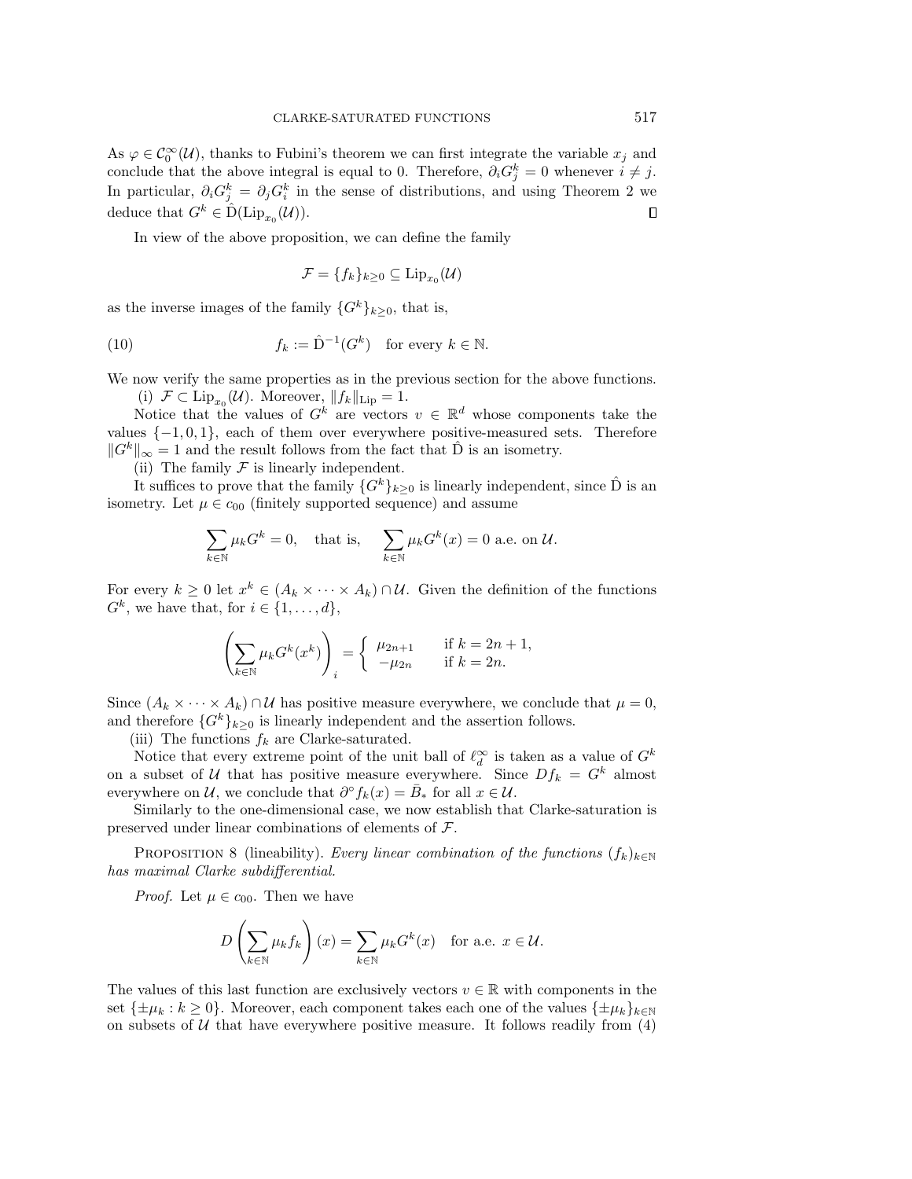As $\varphi \in \mathcal{C}_0^\infty(\mathcal{U})$, thanks to Fubini's theorem we can first integrate the variable $x_j$ and conclude that the above integral is equal to 0. Therefore, $\partial_i G_j^k = 0$ whenever $i \neq j$. In particular, $\partial_i G_j^k = \partial_j G_i^k$ in the sense of distributions, and using Theorem 2 we deduce that $G^k \in \hat{\mathrm{D}}(\mathrm{Lip}_{x_0}(\mathcal{U}))$. ◻

In view of the above proposition, we can define the family

$$\mathcal{F} = \{f_k\}_{k \geq 0} \subseteq \mathrm{Lip}_{x_0}(\mathcal{U})$$

as the inverse images of the family $\{G^k\}_{k \geq 0}$, that is,

$$f_k := \hat{\mathrm{D}}^{-1}(G^k) \quad \text{for every } k \in \mathbb{N}. \tag{10}$$

We now verify the same properties as in the previous section for the above functions.

(i) $\mathcal{F} \subset \mathrm{Lip}_{x_0}(\mathcal{U})$. Moreover, $\|f_k\|_{\mathrm{Lip}} = 1$.

Notice that the values of $G^k$ are vectors $v \in \mathbb{R}^d$ whose components take the values $\{-1, 0, 1\}$, each of them over everywhere positive-measured sets. Therefore $\|G^k\|_\infty = 1$ and the result follows from the fact that $\hat{\mathrm{D}}$ is an isometry.

(ii) The family $\mathcal{F}$ is linearly independent.

It suffices to prove that the family $\{G^k\}_{k \geq 0}$ is linearly independent, since $\hat{\mathrm{D}}$ is an isometry. Let $\mu \in c_{00}$ (finitely supported sequence) and assume

$$\sum_{k \in \mathbb{N}} \mu_k G^k = 0, \quad \text{that is,} \quad \sum_{k \in \mathbb{N}} \mu_k G^k(x) = 0 \text{ a.e. on } \mathcal{U}.$$

For every $k \geq 0$ let $x^k \in (A_k \times \cdots \times A_k) \cap \mathcal{U}$. Given the definition of the functions $G^k$, we have that, for $i \in \{1, \ldots, d\}$,

$$\left( \sum_{k \in \mathbb{N}} \mu_k G^k(x^k) \right)_i = \begin{cases} \mu_{2n+1} & \text{if } k = 2n+1, \\ -\mu_{2n} & \text{if } k = 2n. \end{cases}$$

Since $(A_k \times \cdots \times A_k) \cap \mathcal{U}$ has positive measure everywhere, we conclude that $\mu = 0$, and therefore $\{G^k\}_{k \geq 0}$ is linearly independent and the assertion follows.

(iii) The functions $f_k$ are Clarke-saturated.

Notice that every extreme point of the unit ball of $\ell_d^\infty$ is taken as a value of $G^k$ on a subset of $\mathcal{U}$ that has positive measure everywhere. Since $Df_k = G^k$ almost everywhere on $\mathcal{U}$, we conclude that $\partial^\circ f_k(x) = \bar{B}_*$ for all $x \in \mathcal{U}$.

Similarly to the one-dimensional case, we now establish that Clarke-saturation is preserved under linear combinations of elements of $\mathcal{F}$.

Proposition 8 (lineability). *Every linear combination of the functions $(f_k)_{k \in \mathbb{N}}$ has maximal Clarke subdifferential.*

*Proof.* Let $\mu \in c_{00}$. Then we have

$$D\left( \sum_{k \in \mathbb{N}} \mu_k f_k \right)(x) = \sum_{k \in \mathbb{N}} \mu_k G^k(x) \quad \text{for a.e. } x \in \mathcal{U}.$$

The values of this last function are exclusively vectors $v \in \mathbb{R}$ with components in the set $\{\pm \mu_k : k \geq 0\}$. Moreover, each component takes each one of the values $\{\pm \mu_k\}_{k \in \mathbb{N}}$ on subsets of $\mathcal{U}$ that have everywhere positive measure. It follows readily from (4)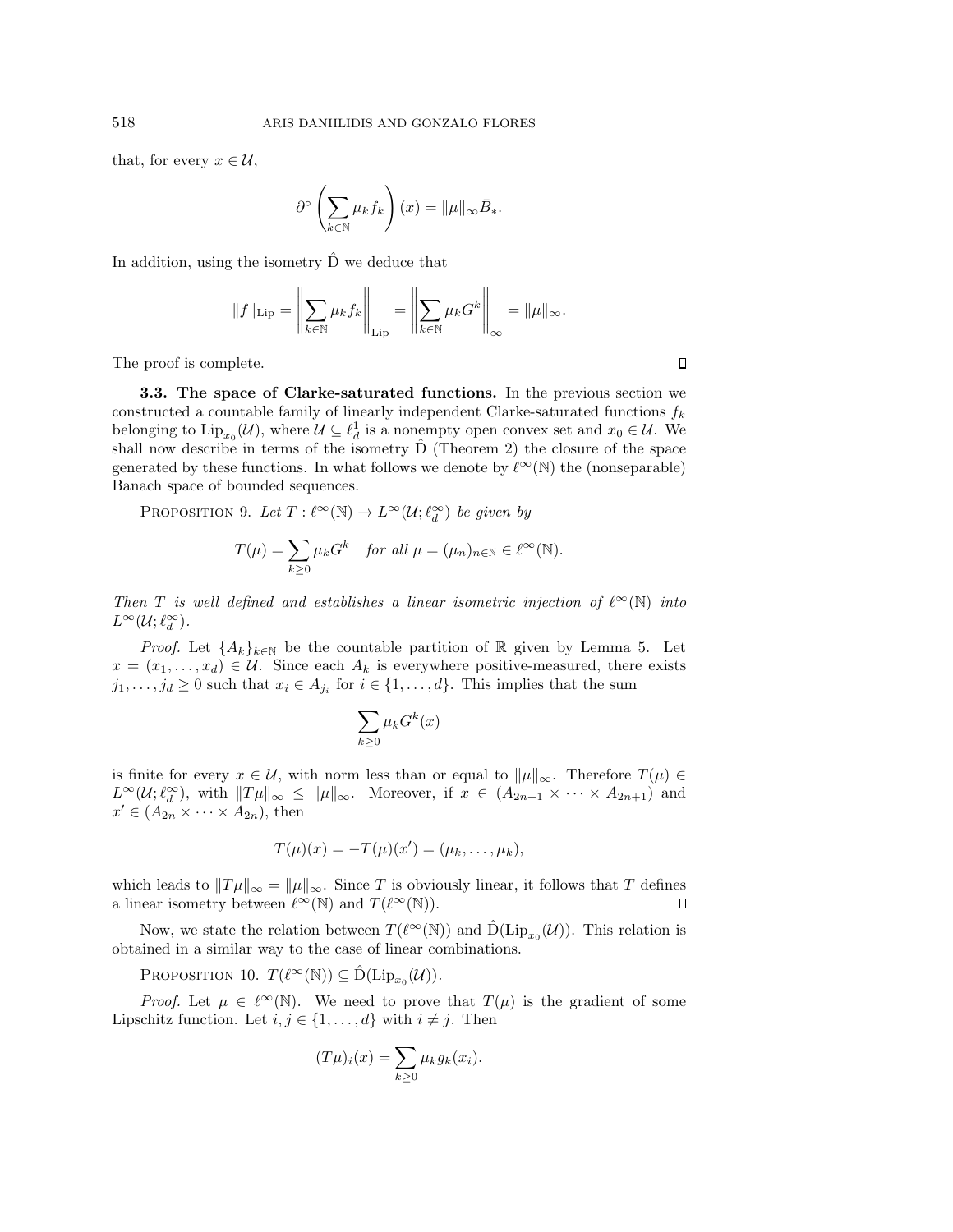that, for every $x \in \mathcal{U}$,

$$\partial^\circ \left( \sum_{k \in \mathbb{N}} \mu_k f_k \right)(x) = \|\mu\|_\infty \bar{B}_*.$$

In addition, using the isometry $\hat{\mathrm{D}}$ we deduce that

$$\|f\|_{\mathrm{Lip}} = \left\| \sum_{k \in \mathbb{N}} \mu_k f_k \right\|_{\mathrm{Lip}} = \left\| \sum_{k \in \mathbb{N}} \mu_k G^k \right\|_\infty = \|\mu\|_\infty.$$

The proof is complete. $\square$

**3.3. The space of Clarke-saturated functions.** In the previous section we constructed a countable family of linearly independent Clarke-saturated functions $f_k$ belonging to $\mathrm{Lip}_{x_0}(\mathcal{U})$, where $\mathcal{U} \subseteq \ell^1_d$ is a nonempty open convex set and $x_0 \in \mathcal{U}$. We shall now describe in terms of the isometry $\hat{\mathrm{D}}$ (Theorem 2) the closure of the space generated by these functions. In what follows we denote by $\ell^\infty(\mathbb{N})$ the (nonseparable) Banach space of bounded sequences.

PROPOSITION 9. *Let $T : \ell^\infty(\mathbb{N}) \to L^\infty(\mathcal{U}; \ell^\infty_d)$ be given by*

$$T(\mu) = \sum_{k \geq 0} \mu_k G^k \quad \textit{for all } \mu = (\mu_n)_{n \in \mathbb{N}} \in \ell^\infty(\mathbb{N}).$$

*Then $T$ is well defined and establishes a linear isometric injection of $\ell^\infty(\mathbb{N})$ into $L^\infty(\mathcal{U}; \ell^\infty_d)$.*

*Proof.* Let $\{A_k\}_{k \in \mathbb{N}}$ be the countable partition of $\mathbb{R}$ given by Lemma 5. Let $x = (x_1, \ldots, x_d) \in \mathcal{U}$. Since each $A_k$ is everywhere positive-measured, there exists $j_1, \ldots, j_d \geq 0$ such that $x_i \in A_{j_i}$ for $i \in \{1, \ldots, d\}$. This implies that the sum

$$\sum_{k \geq 0} \mu_k G^k(x)$$

is finite for every $x \in \mathcal{U}$, with norm less than or equal to $\|\mu\|_\infty$. Therefore $T(\mu) \in L^\infty(\mathcal{U}; \ell^\infty_d)$, with $\|T\mu\|_\infty \leq \|\mu\|_\infty$. Moreover, if $x \in (A_{2n+1} \times \cdots \times A_{2n+1})$ and $x' \in (A_{2n} \times \cdots \times A_{2n})$, then

$$T(\mu)(x) = -T(\mu)(x') = (\mu_k, \ldots, \mu_k),$$

which leads to $\|T\mu\|_\infty = \|\mu\|_\infty$. Since $T$ is obviously linear, it follows that $T$ defines a linear isometry between $\ell^\infty(\mathbb{N})$ and $T(\ell^\infty(\mathbb{N}))$. $\square$

Now, we state the relation between $T(\ell^\infty(\mathbb{N}))$ and $\hat{\mathrm{D}}(\mathrm{Lip}_{x_0}(\mathcal{U}))$. This relation is obtained in a similar way to the case of linear combinations.

PROPOSITION 10. $T(\ell^\infty(\mathbb{N})) \subseteq \hat{\mathrm{D}}(\mathrm{Lip}_{x_0}(\mathcal{U}))$.

*Proof.* Let $\mu \in \ell^\infty(\mathbb{N})$. We need to prove that $T(\mu)$ is the gradient of some Lipschitz function. Let $i, j \in \{1, \ldots, d\}$ with $i \neq j$. Then

$$(T\mu)_i(x) = \sum_{k \geq 0} \mu_k g_k(x_i).$$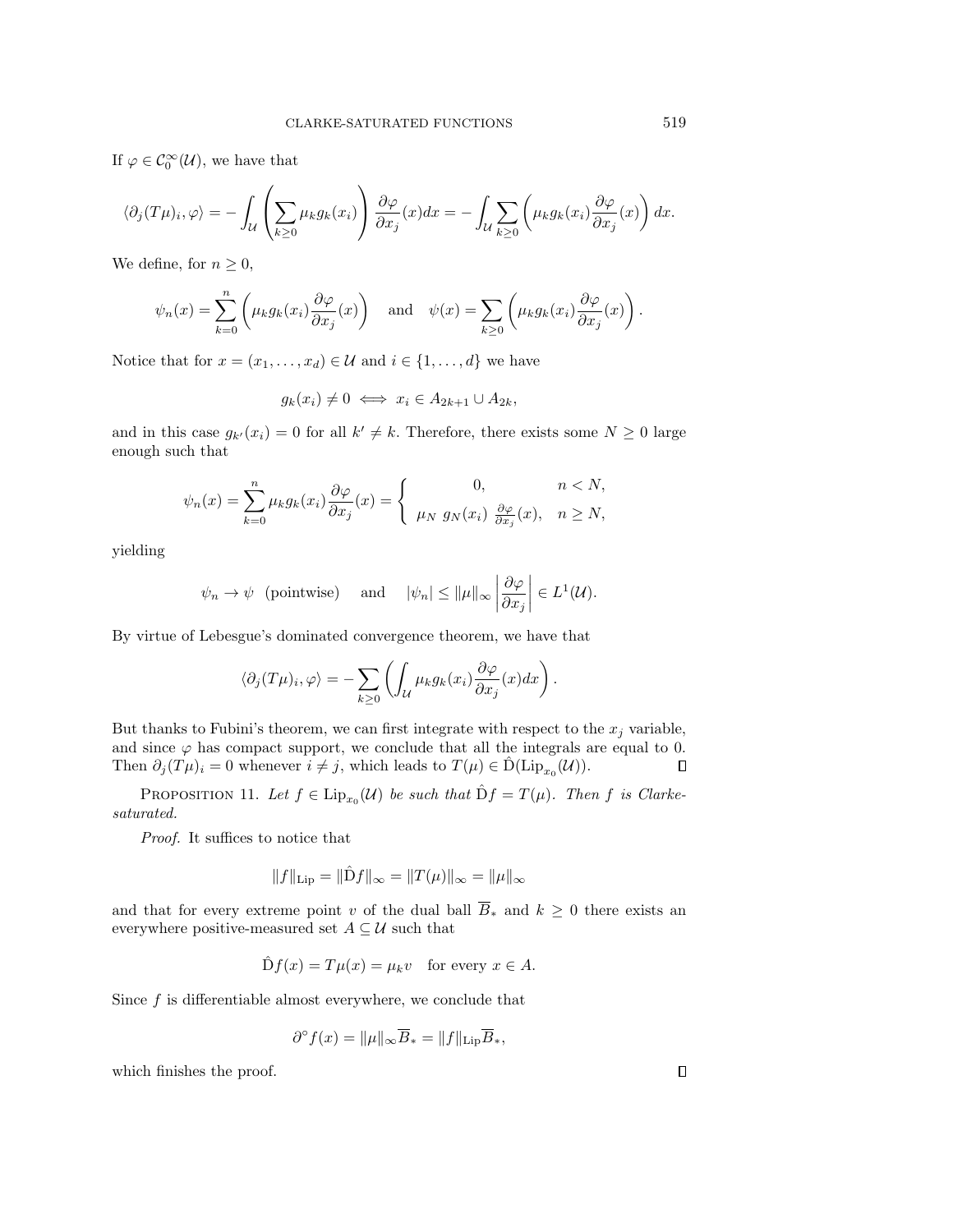If $\varphi \in \mathcal{C}_0^\infty(\mathcal{U})$, we have that

$$\langle \partial_j (T\mu)_i, \varphi \rangle = -\int_{\mathcal{U}} \left( \sum_{k \geq 0} \mu_k g_k(x_i) \right) \frac{\partial \varphi}{\partial x_j}(x) dx = -\int_{\mathcal{U}} \sum_{k \geq 0} \left( \mu_k g_k(x_i) \frac{\partial \varphi}{\partial x_j}(x) \right) dx.$$

We define, for $n \geq 0$,

$$\psi_n(x) = \sum_{k=0}^{n} \left( \mu_k g_k(x_i) \frac{\partial \varphi}{\partial x_j}(x) \right) \quad \text{and} \quad \psi(x) = \sum_{k \geq 0} \left( \mu_k g_k(x_i) \frac{\partial \varphi}{\partial x_j}(x) \right).$$

Notice that for $x = (x_1, \ldots, x_d) \in \mathcal{U}$ and $i \in \{1, \ldots, d\}$ we have

$$g_k(x_i) \neq 0 \iff x_i \in A_{2k+1} \cup A_{2k},$$

and in this case $g_{k'}(x_i) = 0$ for all $k' \neq k$. Therefore, there exists some $N \geq 0$ large enough such that

$$\psi_n(x) = \sum_{k=0}^{n} \mu_k g_k(x_i) \frac{\partial \varphi}{\partial x_j}(x) = \begin{cases} 0, & n < N, \\ \mu_N \; g_N(x_i) \; \frac{\partial \varphi}{\partial x_j}(x), & n \geq N, \end{cases}$$

yielding

$$\psi_n \to \psi \;\; \text{(pointwise)} \quad \text{and} \quad |\psi_n| \leq \|\mu\|_\infty \left| \frac{\partial \varphi}{\partial x_j} \right| \in L^1(\mathcal{U}).$$

By virtue of Lebesgue's dominated convergence theorem, we have that

$$\langle \partial_j (T\mu)_i, \varphi \rangle = -\sum_{k \geq 0} \left( \int_{\mathcal{U}} \mu_k g_k(x_i) \frac{\partial \varphi}{\partial x_j}(x) dx \right).$$

But thanks to Fubini's theorem, we can first integrate with respect to the $x_j$ variable, and since $\varphi$ has compact support, we conclude that all the integrals are equal to 0. Then $\partial_j (T\mu)_i = 0$ whenever $i \neq j$, which leads to $T(\mu) \in \hat{\mathrm{D}}(\mathrm{Lip}_{x_0}(\mathcal{U}))$. $\square$

Proposition 11. *Let $f \in \mathrm{Lip}_{x_0}(\mathcal{U})$ be such that $\hat{\mathrm{D}} f = T(\mu)$. Then $f$ is Clarke-saturated.*

*Proof.* It suffices to notice that

$$\|f\|_{\mathrm{Lip}} = \|\hat{\mathrm{D}} f\|_\infty = \|T(\mu)\|_\infty = \|\mu\|_\infty$$

and that for every extreme point $v$ of the dual ball $\overline{B}_*$ and $k \geq 0$ there exists an everywhere positive-measured set $A \subseteq \mathcal{U}$ such that

$$\hat{\mathrm{D}} f(x) = T\mu(x) = \mu_k v \quad \text{for every } x \in A.$$

Since $f$ is differentiable almost everywhere, we conclude that

$$\partial^\circ f(x) = \|\mu\|_\infty \overline{B}_* = \|f\|_{\mathrm{Lip}} \overline{B}_*,$$

which finishes the proof. $\square$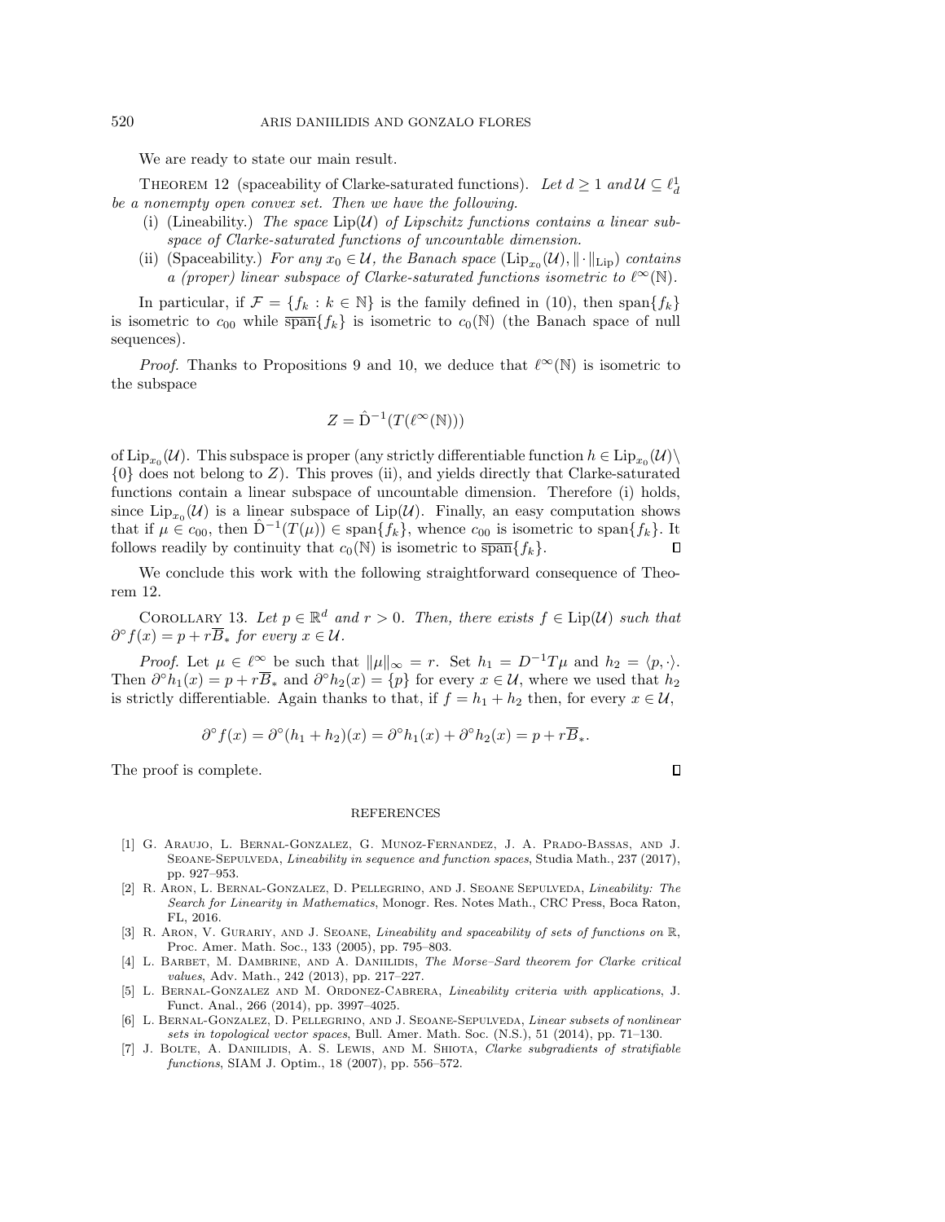We are ready to state our main result.

THEOREM 12 (spaceability of Clarke-saturated functions). *Let $d \geq 1$ and $\mathcal{U} \subseteq \ell^1_d$ be a nonempty open convex set. Then we have the following.*

(i) (Lineability.) *The space* $\mathrm{Lip}(\mathcal{U})$ *of Lipschitz functions contains a linear subspace of Clarke-saturated functions of uncountable dimension.*

(ii) (Spaceability.) *For any $x_0 \in \mathcal{U}$, the Banach space* $(\mathrm{Lip}_{x_0}(\mathcal{U}), \|\cdot\|_{\mathrm{Lip}})$ *contains a (proper) linear subspace of Clarke-saturated functions isometric to* $\ell^\infty(\mathbb{N})$.

In particular, if $\mathcal{F} = \{f_k : k \in \mathbb{N}\}$ is the family defined in (10), then $\mathrm{span}\{f_k\}$ is isometric to $c_{00}$ while $\overline{\mathrm{span}}\{f_k\}$ is isometric to $c_0(\mathbb{N})$ (the Banach space of null sequences).

*Proof.* Thanks to Propositions 9 and 10, we deduce that $\ell^\infty(\mathbb{N})$ is isometric to the subspace

$$Z = \hat{\mathrm{D}}^{-1}(T(\ell^\infty(\mathbb{N})))$$

of $\mathrm{Lip}_{x_0}(\mathcal{U})$. This subspace is proper (any strictly differentiable function $h \in \mathrm{Lip}_{x_0}(\mathcal{U}) \setminus \{0\}$ does not belong to $Z$). This proves (ii), and yields directly that Clarke-saturated functions contain a linear subspace of uncountable dimension. Therefore (i) holds, since $\mathrm{Lip}_{x_0}(\mathcal{U})$ is a linear subspace of $\mathrm{Lip}(\mathcal{U})$. Finally, an easy computation shows that if $\mu \in c_{00}$, then $\hat{\mathrm{D}}^{-1}(T(\mu)) \in \mathrm{span}\{f_k\}$, whence $c_{00}$ is isometric to $\mathrm{span}\{f_k\}$. It follows readily by continuity that $c_0(\mathbb{N})$ is isometric to $\overline{\mathrm{span}}\{f_k\}$. ◻

We conclude this work with the following straightforward consequence of Theorem 12.

COROLLARY 13. *Let $p \in \mathbb{R}^d$ and $r > 0$. Then, there exists $f \in \mathrm{Lip}(\mathcal{U})$ such that $\partial^\circ f(x) = p + r\overline{B}_*$ for every $x \in \mathcal{U}$.*

*Proof.* Let $\mu \in \ell^\infty$ be such that $\|\mu\|_\infty = r$. Set $h_1 = D^{-1}T\mu$ and $h_2 = \langle p, \cdot \rangle$. Then $\partial^\circ h_1(x) = p + r\overline{B}_*$ and $\partial^\circ h_2(x) = \{p\}$ for every $x \in \mathcal{U}$, where we used that $h_2$ is strictly differentiable. Again thanks to that, if $f = h_1 + h_2$ then, for every $x \in \mathcal{U}$,

$$\partial^\circ f(x) = \partial^\circ (h_1 + h_2)(x) = \partial^\circ h_1(x) + \partial^\circ h_2(x) = p + r\overline{B}_*.$$

The proof is complete. ◻

## REFERENCES

[1] G. Araujo, L. Bernal-Gonzalez, G. Munoz-Fernandez, J. A. Prado-Bassas, and J. Seoane-Sepulveda, *Lineability in sequence and function spaces*, Studia Math., 237 (2017), pp. 927–953.

[2] R. Aron, L. Bernal-Gonzalez, D. Pellegrino, and J. Seoane Sepulveda, *Lineability: The Search for Linearity in Mathematics*, Monogr. Res. Notes Math., CRC Press, Boca Raton, FL, 2016.

[3] R. Aron, V. Gurariy, and J. Seoane, *Lineability and spaceability of sets of functions on* $\mathbb{R}$, Proc. Amer. Math. Soc., 133 (2005), pp. 795–803.

[4] L. Barbet, M. Dambrine, and A. Daniilidis, *The Morse–Sard theorem for Clarke critical values*, Adv. Math., 242 (2013), pp. 217–227.

[5] L. Bernal-Gonzalez and M. Ordonez-Cabrera, *Lineability criteria with applications*, J. Funct. Anal., 266 (2014), pp. 3997–4025.

[6] L. Bernal-Gonzalez, D. Pellegrino, and J. Seoane-Sepulveda, *Linear subsets of nonlinear sets in topological vector spaces*, Bull. Amer. Math. Soc. (N.S.), 51 (2014), pp. 71–130.

[7] J. Bolte, A. Daniilidis, A. S. Lewis, and M. Shiota, *Clarke subgradients of stratifiable functions*, SIAM J. Optim., 18 (2007), pp. 556–572.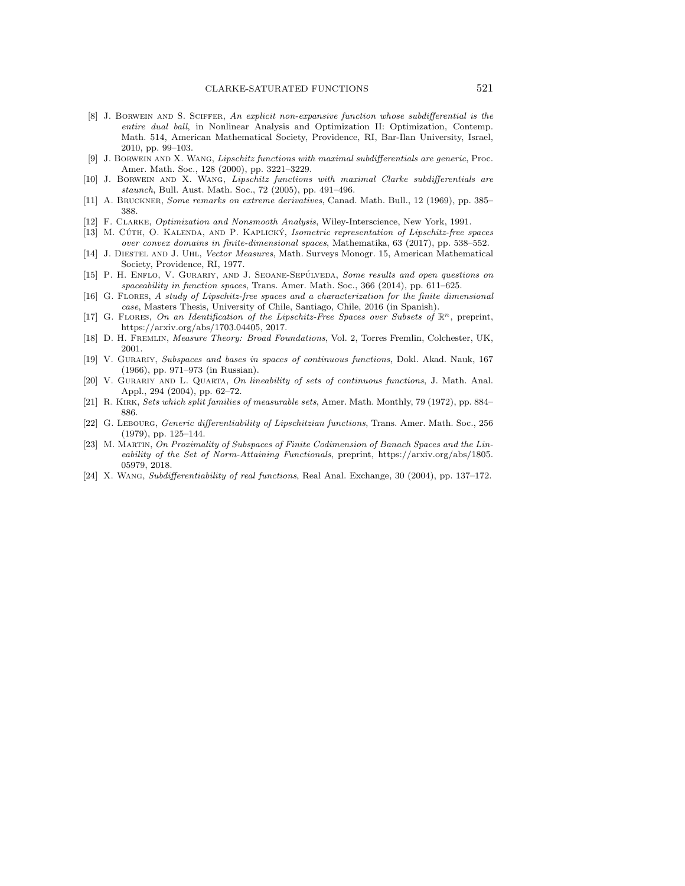[8] J. Borwein and S. Sciffer, *An explicit non-expansive function whose subdifferential is the entire dual ball*, in Nonlinear Analysis and Optimization II: Optimization, Contemp. Math. 514, American Mathematical Society, Providence, RI, Bar-Ilan University, Israel, 2010, pp. 99–103.

[9] J. Borwein and X. Wang, *Lipschitz functions with maximal subdifferentials are generic*, Proc. Amer. Math. Soc., 128 (2000), pp. 3221–3229.

[10] J. Borwein and X. Wang, *Lipschitz functions with maximal Clarke subdifferentials are staunch*, Bull. Aust. Math. Soc., 72 (2005), pp. 491–496.

[11] A. Bruckner, *Some remarks on extreme derivatives*, Canad. Math. Bull., 12 (1969), pp. 385–388.

[12] F. Clarke, *Optimization and Nonsmooth Analysis*, Wiley-Interscience, New York, 1991.

[13] M. Cúth, O. Kalenda, and P. Kaplický, *Isometric representation of Lipschitz-free spaces over convex domains in finite-dimensional spaces*, Mathematika, 63 (2017), pp. 538–552.

[14] J. Diestel and J. Uhl, *Vector Measures*, Math. Surveys Monogr. 15, American Mathematical Society, Providence, RI, 1977.

[15] P. H. Enflo, V. Gurariy, and J. Seoane-Sepúlveda, *Some results and open questions on spaceability in function spaces*, Trans. Amer. Math. Soc., 366 (2014), pp. 611–625.

[16] G. Flores, *A study of Lipschitz-free spaces and a characterization for the finite dimensional case*, Masters Thesis, University of Chile, Santiago, Chile, 2016 (in Spanish).

[17] G. Flores, *On an Identification of the Lipschitz-Free Spaces over Subsets of* $\mathbb{R}^n$, preprint, https://arxiv.org/abs/1703.04405, 2017.

[18] D. H. Fremlin, *Measure Theory: Broad Foundations*, Vol. 2, Torres Fremlin, Colchester, UK, 2001.

[19] V. Gurariy, *Subspaces and bases in spaces of continuous functions*, Dokl. Akad. Nauk, 167 (1966), pp. 971–973 (in Russian).

[20] V. Gurariy and L. Quarta, *On lineability of sets of continuous functions*, J. Math. Anal. Appl., 294 (2004), pp. 62–72.

[21] R. Kirk, *Sets which split families of measurable sets*, Amer. Math. Monthly, 79 (1972), pp. 884–886.

[22] G. Lebourg, *Generic differentiability of Lipschitzian functions*, Trans. Amer. Math. Soc., 256 (1979), pp. 125–144.

[23] M. Martin, *On Proximality of Subspaces of Finite Codimension of Banach Spaces and the Lineability of the Set of Norm-Attaining Functionals*, preprint, https://arxiv.org/abs/1805.05979, 2018.

[24] X. Wang, *Subdifferentiability of real functions*, Real Anal. Exchange, 30 (2004), pp. 137–172.